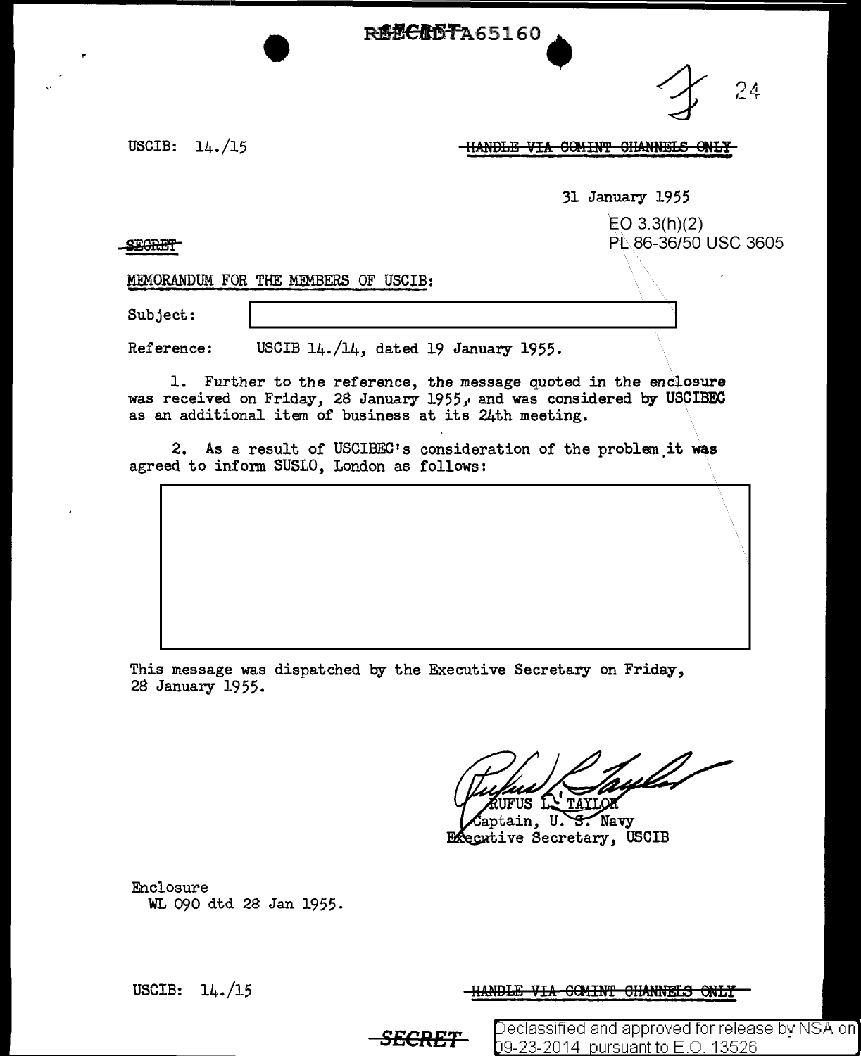REF ID:A65160

24

USCIB: 14./15

~~HANDLE VIA COMINT CHANNELS ONLY~~

31 January 1955

EO 3.3(h)(2)
PL 86-36/50 USC 3605

~~SECRET~~

MEMORANDUM FOR THE MEMBERS OF USCIB:

Subject: [redacted]

Reference: USCIB 14./14, dated 19 January 1955.

1. Further to the reference, the message quoted in the enclosure was received on Friday, 28 January 1955, and was considered by USCIBEC as an additional item of business at its 24th meeting.

2. As a result of USCIBEC's consideration of the problem it was agreed to inform SUSLO, London as follows:

[redacted]

This message was dispatched by the Executive Secretary on Friday, 28 January 1955.

RUFUS L. TAYLOR
Captain, U. S. Navy
Executive Secretary, USCIB

Enclosure
WL 090 dtd 28 Jan 1955.

USCIB: 14./15

~~HANDLE VIA COMINT CHANNELS ONLY~~

~~SECRET~~

Declassified and approved for release by NSA on 09-23-2014 pursuant to E.O. 13526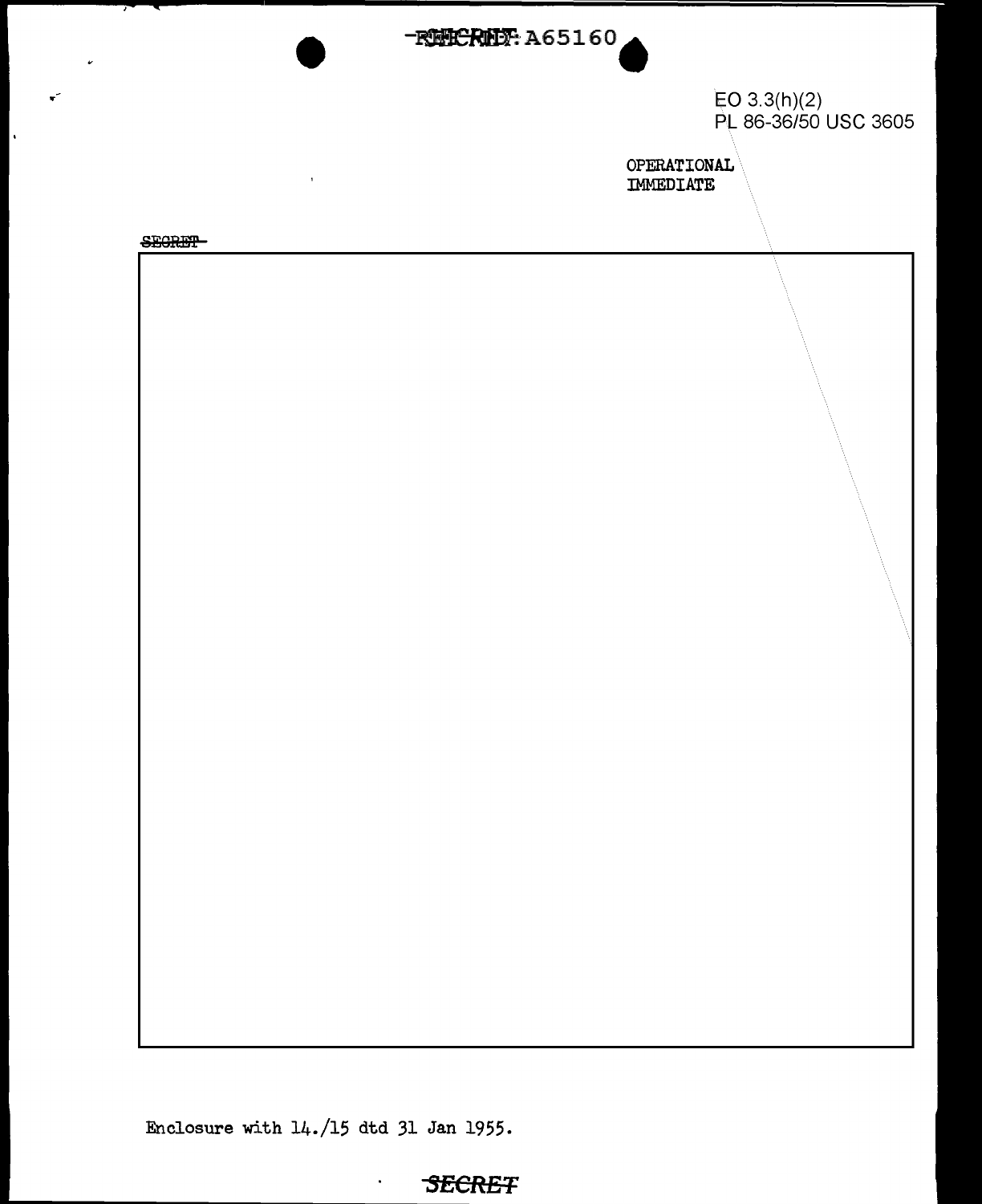~~SECRET~~ REF ID: A65160

EO 3.3(h)(2)
PL 86-36/50 USC 3605

OPERATIONAL
IMMEDIATE

~~SECRET~~

Enclosure with 14./15 dtd 31 Jan 1955.

~~SECRET~~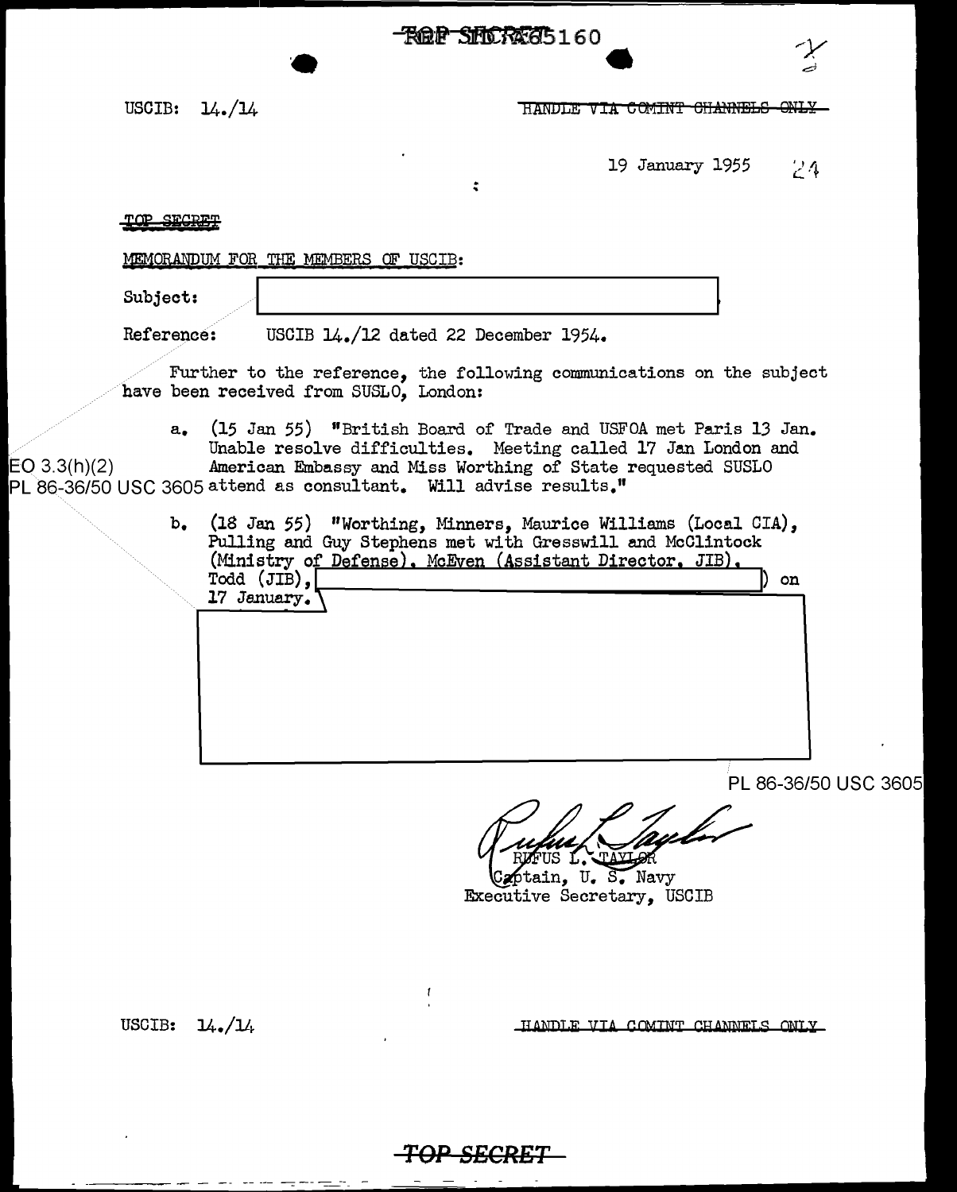USCIB: 14./14

~~HANDLE VIA COMINT CHANNELS ONLY~~

19 January 1955

~~TOP SECRET~~

MEMORANDUM FOR THE MEMBERS OF USCIB:

Subject: [REDACTED]

Reference: USCIB 14./12 dated 22 December 1954.

Further to the reference, the following communications on the subject have been received from SUSLO, London:

EO 3.3(h)(2)
PL 86-36/50 USC 3605

a. (15 Jan 55) "British Board of Trade and USFOA met Paris 13 Jan. Unable resolve difficulties. Meeting called 17 Jan London and American Embassy and Miss Worthing of State requested SUSLO attend as consultant. Will advise results."

b. (18 Jan 55) "Worthing, Minners, Maurice Williams (Local CIA), Pulling and Guy Stephens met with Gresswill and McClintock (Ministry of Defense), McEwen (Assistant Director, JIB), Todd (JIB), [REDACTED]) on 17 January. [REDACTED]

PL 86-36/50 USC 3605

RUFUS L. TAYLOR
Captain, U. S. Navy
Executive Secretary, USCIB

USCIB: 14./14

~~HANDLE VIA COMINT CHANNELS ONLY~~

~~TOP SECRET~~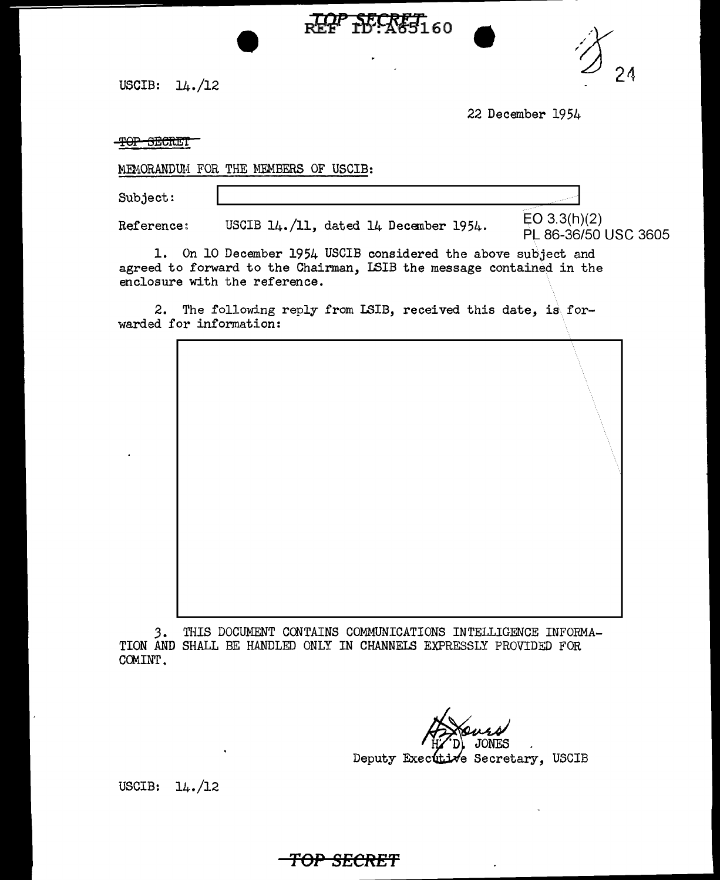TOP SECRET
REF ID:A65160

USCIB: 14./12

24

22 December 1954

~~TOP SECRET~~

MEMORANDUM FOR THE MEMBERS OF USCIB:

Subject: [redacted]

Reference: USCIB 14./11, dated 14 December 1954.

EO 3.3(h)(2)
PL 86-36/50 USC 3605

1. On 10 December 1954 USCIB considered the above subject and agreed to forward to the Chairman, LSIB the message contained in the enclosure with the reference.

2. The following reply from LSIB, received this date, is forwarded for information:

[redacted]

3. THIS DOCUMENT CONTAINS COMMUNICATIONS INTELLIGENCE INFORMATION AND SHALL BE HANDLED ONLY IN CHANNELS EXPRESSLY PROVIDED FOR COMINT.

H. D. JONES
Deputy Executive Secretary, USCIB

USCIB: 14./12

~~TOP SECRET~~